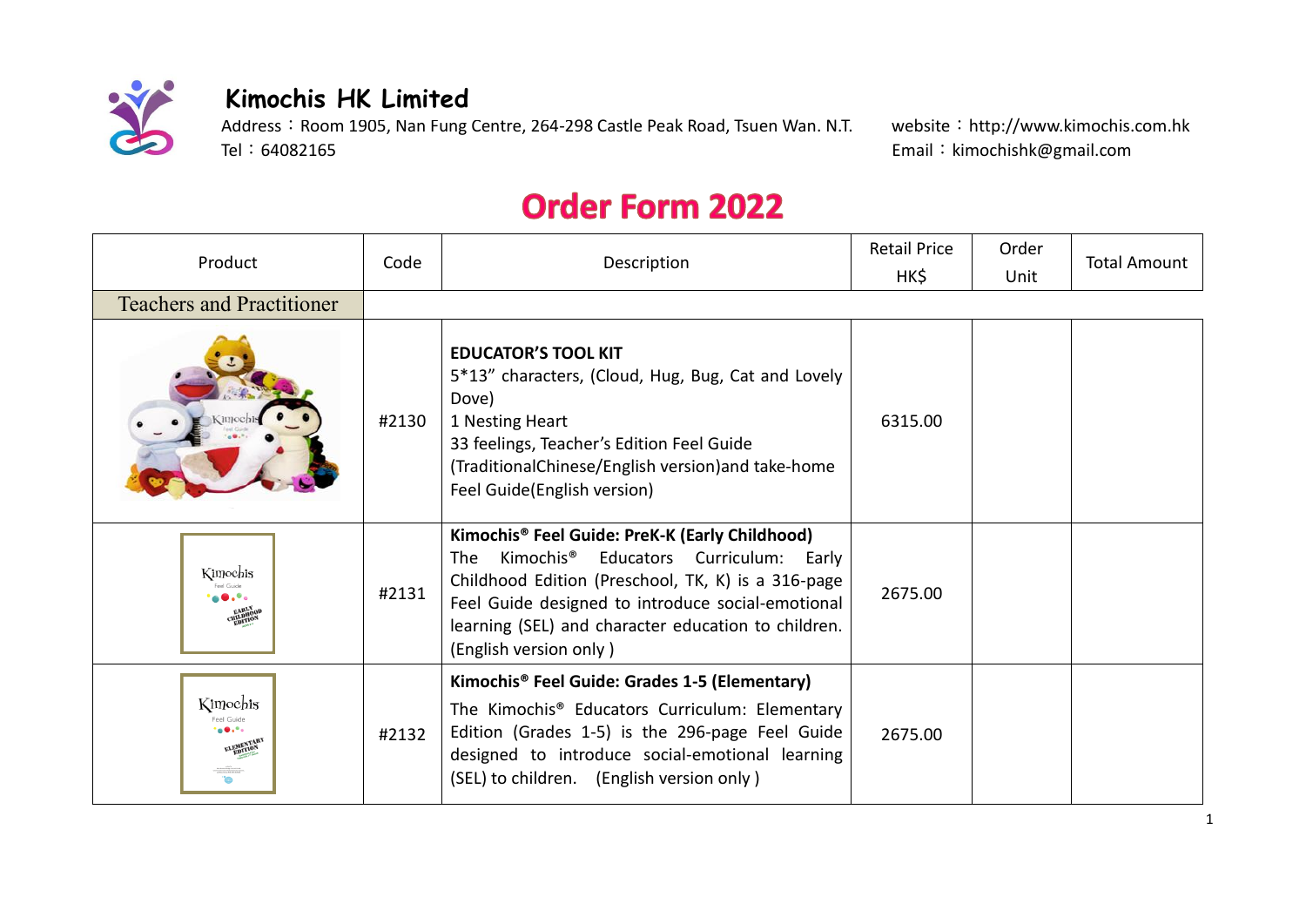# Kimochis HK Limited

Address：Room 1905, Nan Fung Centre, 264-298 Castle Peak Road, Tsuen Wan. N.T.
Tel：64082165

website：http://www.kimochis.com.hk
Email：kimochishk@gmail.com

## Order Form 2022

| Product | Code | Description | Retail Price HK$ | Order Unit | Total Amount |
|---|---|---|---|---|---|
| Teachers and Practitioner | | | | | |
| | #2130 | **EDUCATOR'S TOOL KIT**<br>5*13" characters, (Cloud, Hug, Bug, Cat and Lovely Dove)<br>1 Nesting Heart<br>33 feelings, Teacher's Edition Feel Guide (TraditionalChinese/English version)and take-home Feel Guide(English version) | 6315.00 | | |
| | #2131 | **Kimochis® Feel Guide: PreK-K (Early Childhood)**<br>The Kimochis® Educators Curriculum: Early Childhood Edition (Preschool, TK, K) is a 316-page Feel Guide designed to introduce social-emotional learning (SEL) and character education to children. (English version only ) | 2675.00 | | |
| | #2132 | **Kimochis® Feel Guide: Grades 1-5 (Elementary)**<br>The Kimochis® Educators Curriculum: Elementary Edition (Grades 1-5) is the 296-page Feel Guide designed to introduce social-emotional learning (SEL) to children. (English version only ) | 2675.00 | | |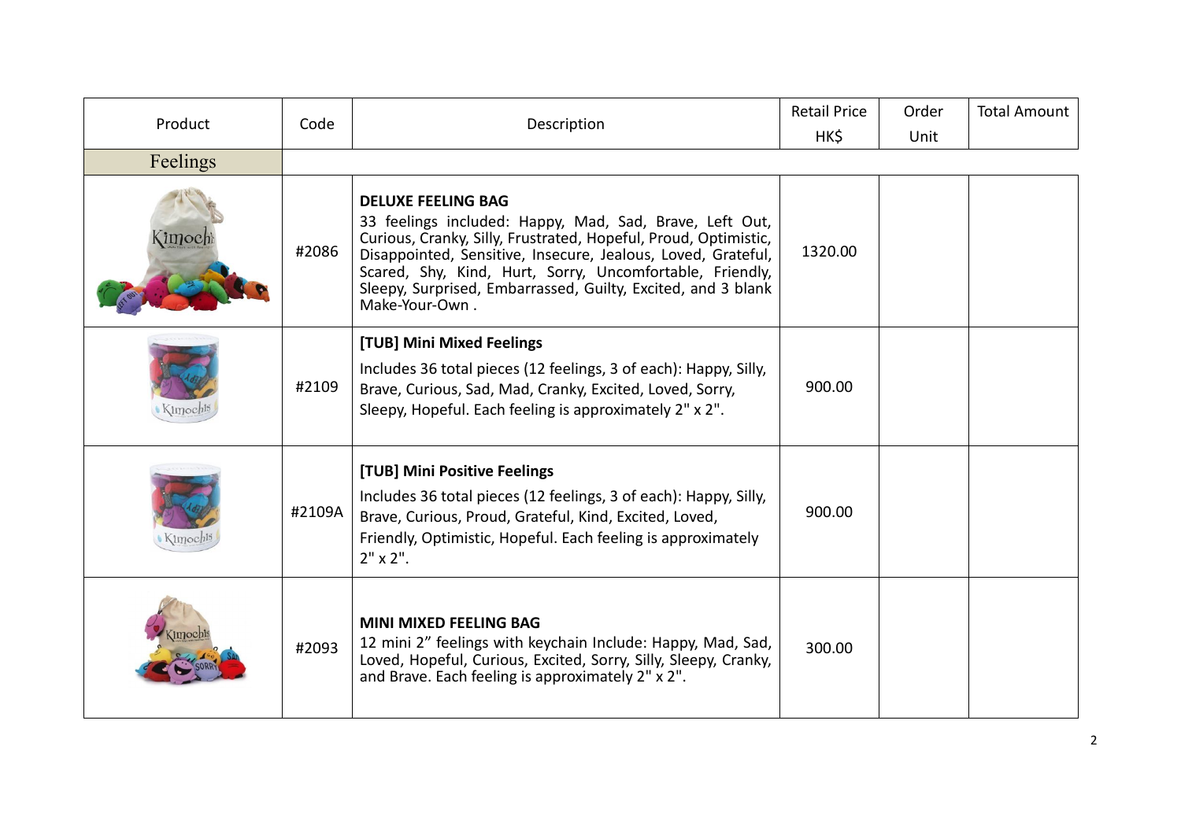| Product | Code | Description | Retail Price HK$ | Order Unit | Total Amount |
|---|---|---|---|---|---|
| Feelings | | | | | |
| | #2086 | **DELUXE FEELING BAG**<br>33 feelings included: Happy, Mad, Sad, Brave, Left Out, Curious, Cranky, Silly, Frustrated, Hopeful, Proud, Optimistic, Disappointed, Sensitive, Insecure, Jealous, Loved, Grateful, Scared, Shy, Kind, Hurt, Sorry, Uncomfortable, Friendly, Sleepy, Surprised, Embarrassed, Guilty, Excited, and 3 blank Make-Your-Own . | 1320.00 | | |
| | #2109 | **[TUB] Mini Mixed Feelings**<br>Includes 36 total pieces (12 feelings, 3 of each): Happy, Silly, Brave, Curious, Sad, Mad, Cranky, Excited, Loved, Sorry, Sleepy, Hopeful. Each feeling is approximately 2" x 2". | 900.00 | | |
| | #2109A | **[TUB] Mini Positive Feelings**<br>Includes 36 total pieces (12 feelings, 3 of each): Happy, Silly, Brave, Curious, Proud, Grateful, Kind, Excited, Loved, Friendly, Optimistic, Hopeful. Each feeling is approximately 2" x 2". | 900.00 | | |
| | #2093 | **MINI MIXED FEELING BAG**<br>12 mini 2" feelings with keychain Include: Happy, Mad, Sad, Loved, Hopeful, Curious, Excited, Sorry, Silly, Sleepy, Cranky, and Brave. Each feeling is approximately 2" x 2". | 300.00 | | |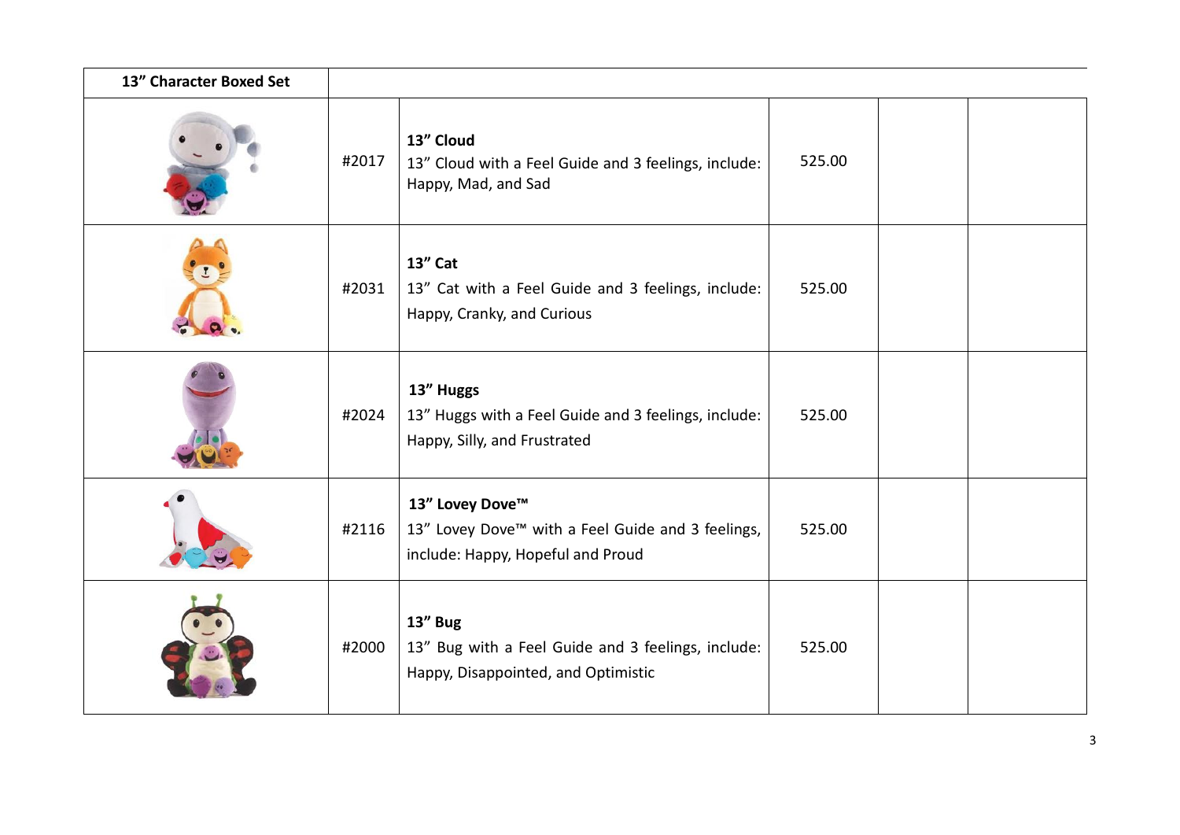| 13" Character Boxed Set | | | | | |
|---|---|---|---|---|---|
| | #2017 | **13" Cloud**<br>13" Cloud with a Feel Guide and 3 feelings, include: Happy, Mad, and Sad | 525.00 | | |
| | #2031 | **13" Cat**<br>13" Cat with a Feel Guide and 3 feelings, include: Happy, Cranky, and Curious | 525.00 | | |
| | #2024 | **13" Huggs**<br>13" Huggs with a Feel Guide and 3 feelings, include: Happy, Silly, and Frustrated | 525.00 | | |
| | #2116 | **13" Lovey Dove™**<br>13" Lovey Dove™ with a Feel Guide and 3 feelings, include: Happy, Hopeful and Proud | 525.00 | | |
| | #2000 | **13" Bug**<br>13" Bug with a Feel Guide and 3 feelings, include: Happy, Disappointed, and Optimistic | 525.00 | | |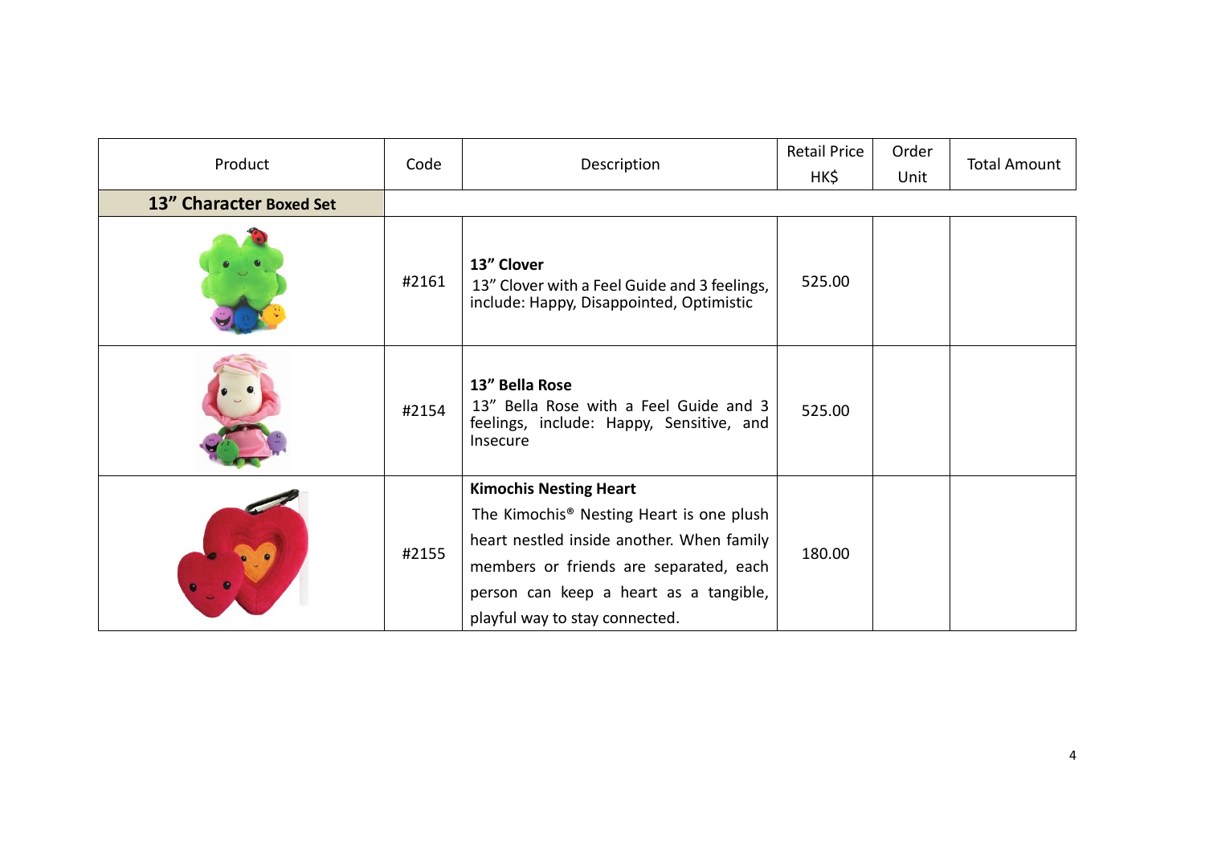| Product | Code | Description | Retail Price HK$ | Order Unit | Total Amount |
|---|---|---|---|---|---|
| **13” Character Boxed Set** | | | | | |
| | #2161 | **13” Clover**<br>13” Clover with a Feel Guide and 3 feelings, include: Happy, Disappointed, Optimistic | 525.00 | | |
| | #2154 | **13” Bella Rose**<br>13” Bella Rose with a Feel Guide and 3 feelings, include: Happy, Sensitive, and Insecure | 525.00 | | |
| | #2155 | **Kimochis Nesting Heart**<br>The Kimochis® Nesting Heart is one plush heart nestled inside another. When family members or friends are separated, each person can keep a heart as a tangible, playful way to stay connected. | 180.00 | | |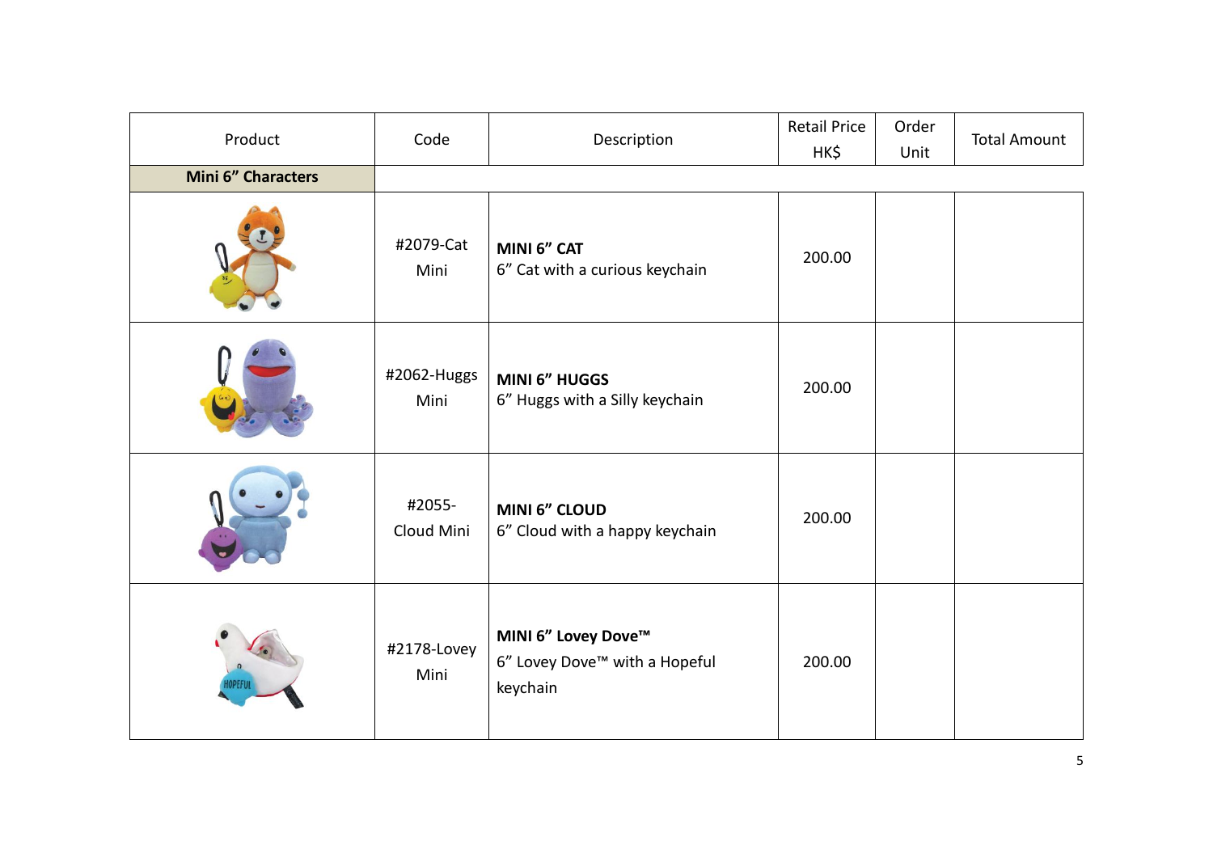| Product | Code | Description | Retail Price HK$ | Order Unit | Total Amount |
| --- | --- | --- | --- | --- | --- |
| **Mini 6” Characters** | | | | | |
| | #2079-Cat Mini | **MINI 6” CAT**<br>6” Cat with a curious keychain | 200.00 | | |
| | #2062-Huggs Mini | **MINI 6” HUGGS**<br>6” Huggs with a Silly keychain | 200.00 | | |
| | #2055-Cloud Mini | **MINI 6” CLOUD**<br>6” Cloud with a happy keychain | 200.00 | | |
| | #2178-Lovey Mini | **MINI 6” Lovey Dove™**<br>6” Lovey Dove™ with a Hopeful keychain | 200.00 | | |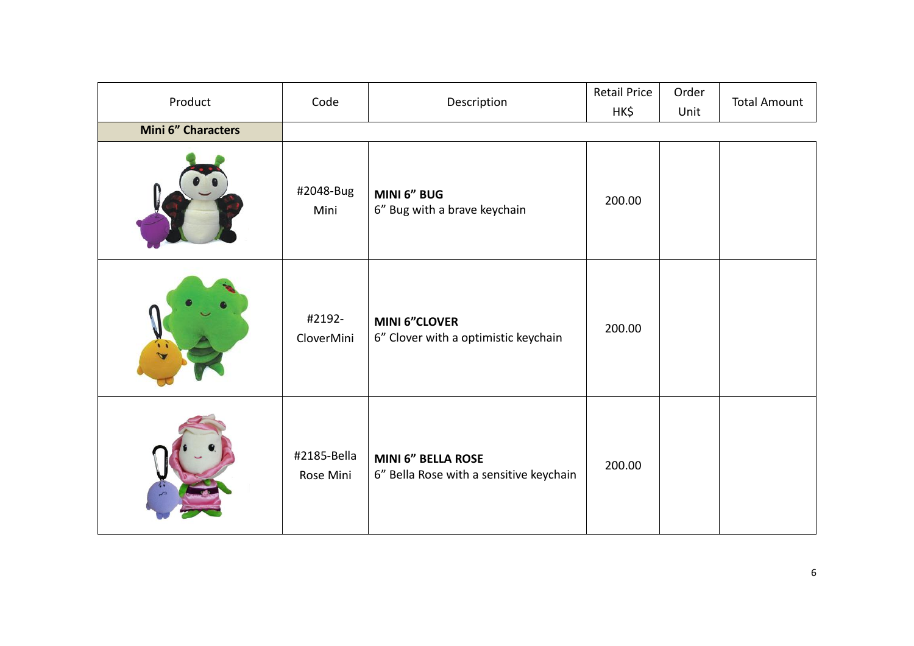| Product | Code | Description | Retail Price HK$ | Order Unit | Total Amount |
|---|---|---|---|---|---|
| **Mini 6" Characters** | | | | | |
| | #2048-Bug Mini | **MINI 6" BUG**<br>6" Bug with a brave keychain | 200.00 | | |
| | #2192-CloverMini | **MINI 6"CLOVER**<br>6" Clover with a optimistic keychain | 200.00 | | |
| | #2185-Bella Rose Mini | **MINI 6" BELLA ROSE**<br>6" Bella Rose with a sensitive keychain | 200.00 | | |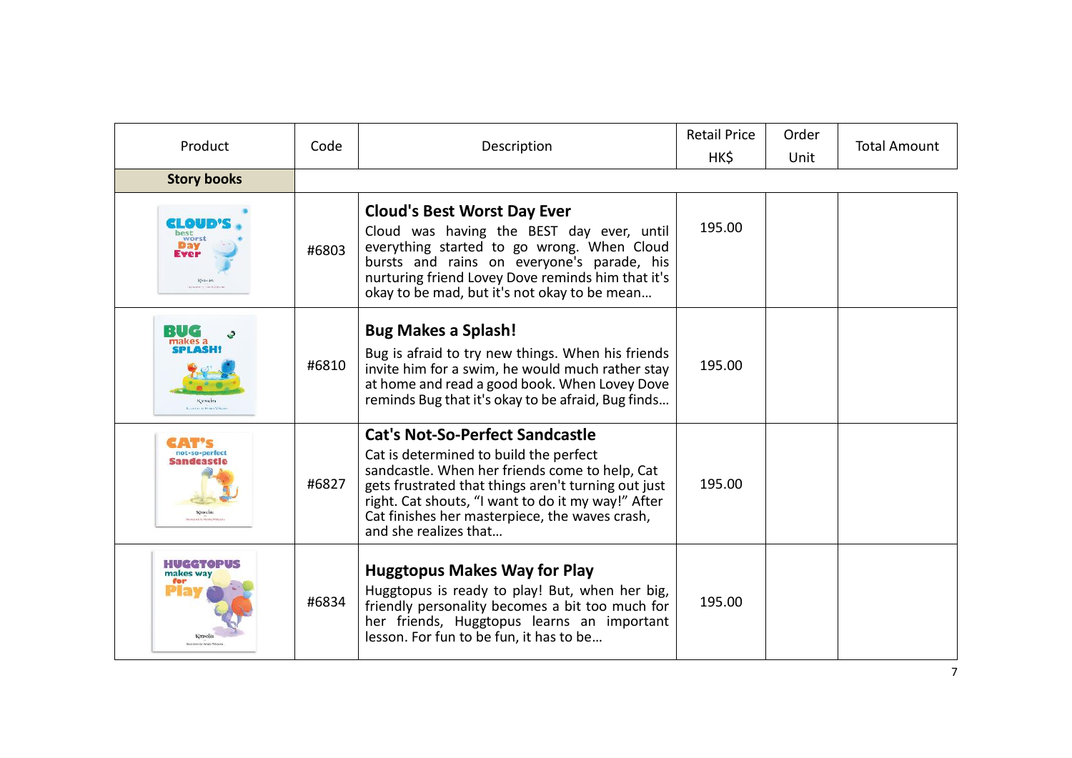| Product | Code | Description | Retail Price HK$ | Order Unit | Total Amount |
|---|---|---|---|---|---|
| **Story books** | | | | | |
| | #6803 | **Cloud's Best Worst Day Ever** Cloud was having the BEST day ever, until everything started to go wrong. When Cloud bursts and rains on everyone's parade, his nurturing friend Lovey Dove reminds him that it's okay to be mad, but it's not okay to be mean… | 195.00 | | |
| | #6810 | **Bug Makes a Splash!** Bug is afraid to try new things. When his friends invite him for a swim, he would much rather stay at home and read a good book. When Lovey Dove reminds Bug that it's okay to be afraid, Bug finds… | 195.00 | | |
| | #6827 | **Cat's Not-So-Perfect Sandcastle** Cat is determined to build the perfect sandcastle. When her friends come to help, Cat gets frustrated that things aren't turning out just right. Cat shouts, "I want to do it my way!" After Cat finishes her masterpiece, the waves crash, and she realizes that… | 195.00 | | |
| | #6834 | **Huggtopus Makes Way for Play** Huggtopus is ready to play! But, when her big, friendly personality becomes a bit too much for her friends, Huggtopus learns an important lesson. For fun to be fun, it has to be… | 195.00 | | |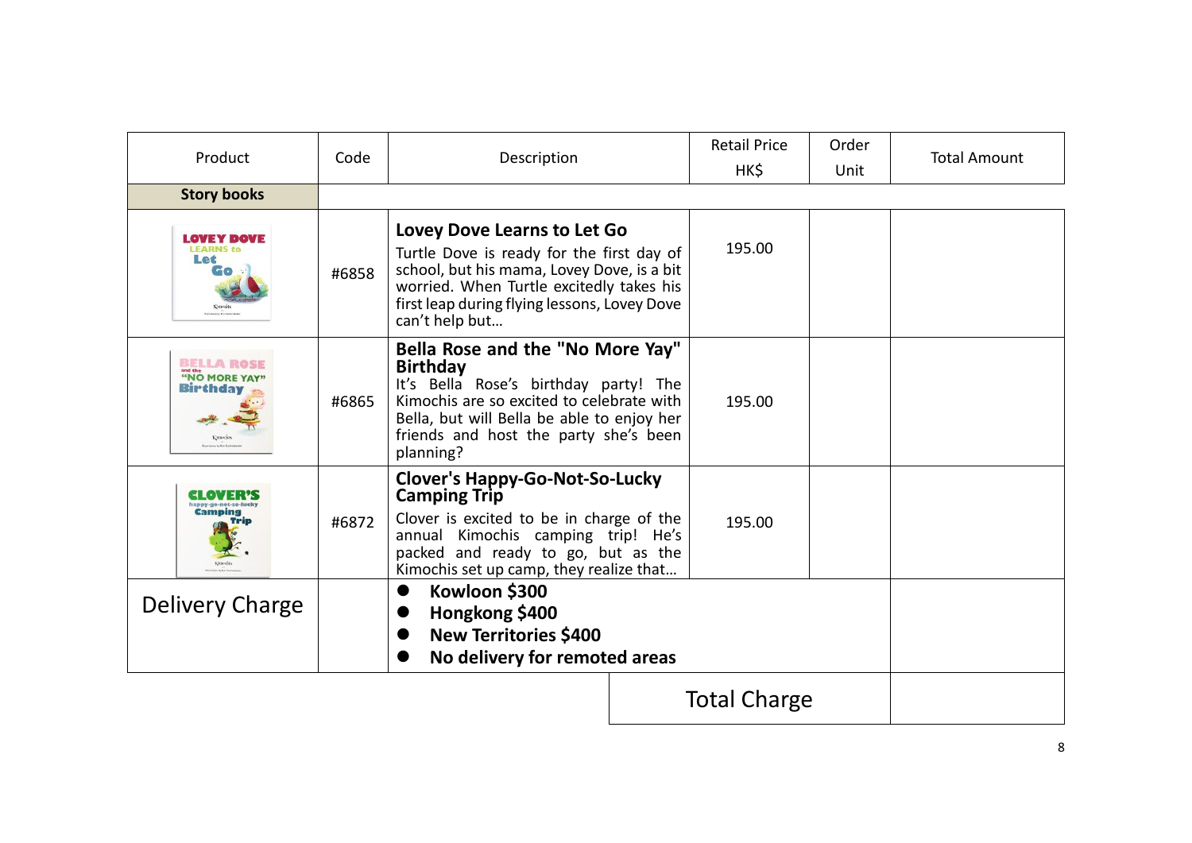| Product | Code | Description | Retail Price HK$ | Order Unit | Total Amount |
|---|---|---|---|---|---|
| **Story books** | | | | | |
| | #6858 | **Lovey Dove Learns to Let Go** Turtle Dove is ready for the first day of school, but his mama, Lovey Dove, is a bit worried. When Turtle excitedly takes his first leap during flying lessons, Lovey Dove can't help but… | 195.00 | | |
| | #6865 | **Bella Rose and the "No More Yay" Birthday** It's Bella Rose's birthday party! The Kimochis are so excited to celebrate with Bella, but will Bella be able to enjoy her friends and host the party she's been planning? | 195.00 | | |
| | #6872 | **Clover's Happy-Go-Not-So-Lucky Camping Trip** Clover is excited to be in charge of the annual Kimochis camping trip! He's packed and ready to go, but as the Kimochis set up camp, they realize that… | 195.00 | | |
| Delivery Charge | | • **Kowloon $300** • **Hongkong $400** • **New Territories $400** • **No delivery for remoted areas** | | | |
| | | | Total Charge | | |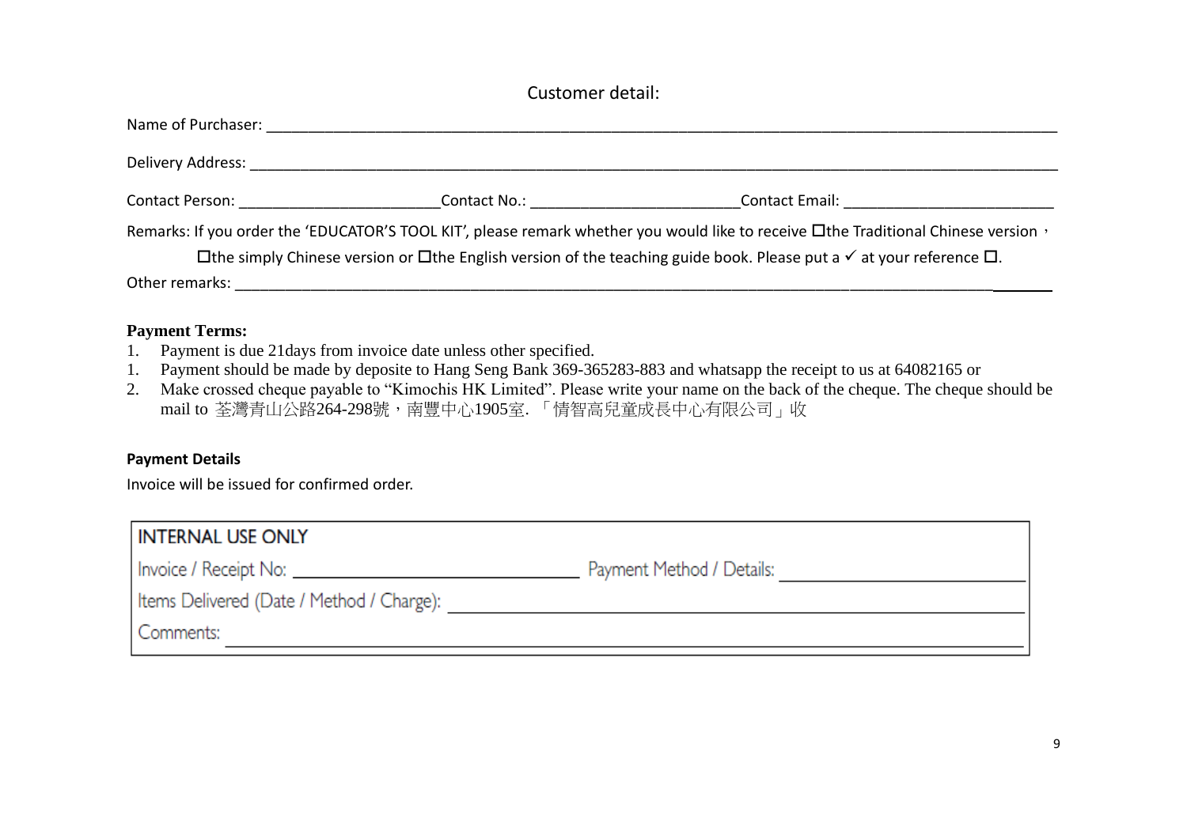## Customer detail:

Name of Purchaser: ______________________________________________________________________________________________

Delivery Address: ______________________________________________________________________________________________

Contact Person: ________________________ Contact No.: ________________________ Contact Email: ________________________

Remarks: If you order the 'EDUCATOR'S TOOL KIT', please remark whether you would like to receive ☐the Traditional Chinese version，☐the simply Chinese version or ☐the English version of the teaching guide book. Please put a ✓ at your reference ☐.

Other remarks: ______________________________________________________________________________________________

**Payment Terms:**

1. Payment is due 21days from invoice date unless other specified.
1. Payment should be made by deposite to Hang Seng Bank 369-365283-883 and whatsapp the receipt to us at 64082165 or
2. Make crossed cheque payable to "Kimochis HK Limited". Please write your name on the back of the cheque. The cheque should be mail to 荃灣青山公路264-298號，南豐中心1905室. 「情智高兒童成長中心有限公司」收

**Payment Details**

Invoice will be issued for confirmed order.

| INTERNAL USE ONLY | |
|---|---|
| Invoice / Receipt No: ____________________ | Payment Method / Details: ____________________ |
| Items Delivered (Date / Method / Charge): ____________________ | |
| Comments: ____________________ | |